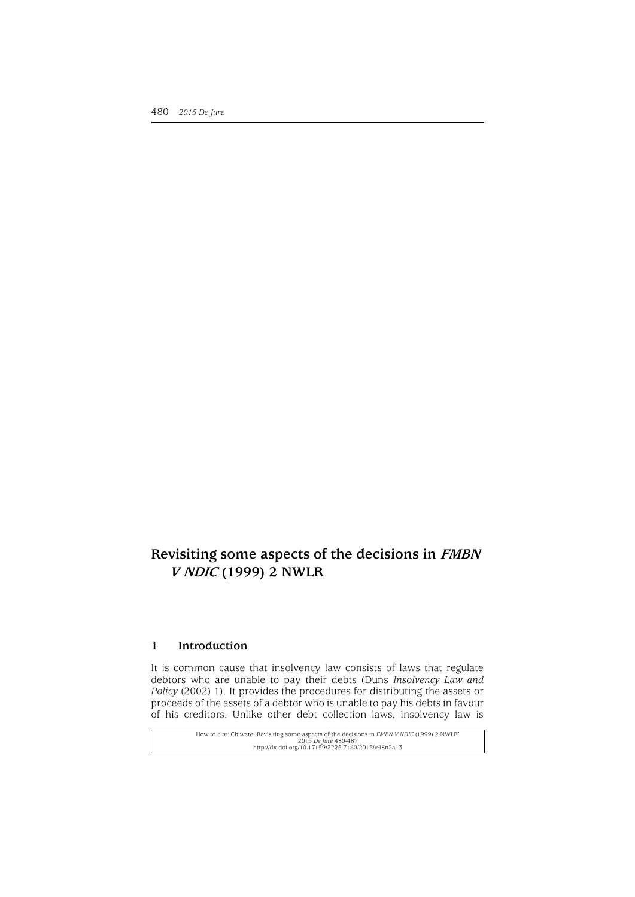# Revisiting some aspects of the decisions in *FMBN V NDIC* (1999) 2 NWLR

## 1 Introduction

It is common cause that insolvency law consists of laws that regulate debtors who are unable to pay their debts (Duns *Insolvency Law and Policy* (2002) 1). It provides the procedures for distributing the assets or proceeds of the assets of a debtor who is unable to pay his debts in favour of his creditors. Unlike other debt collection laws, insolvency law is

How to cite: Chiwete 'Revisiting some aspects of the decisions in *FMBN V NDIC* (1999) 2 NWLR' 2015 *De Jure* 480-487
http://dx.doi.org/10.17159/2225-7160/2015/v48n2a13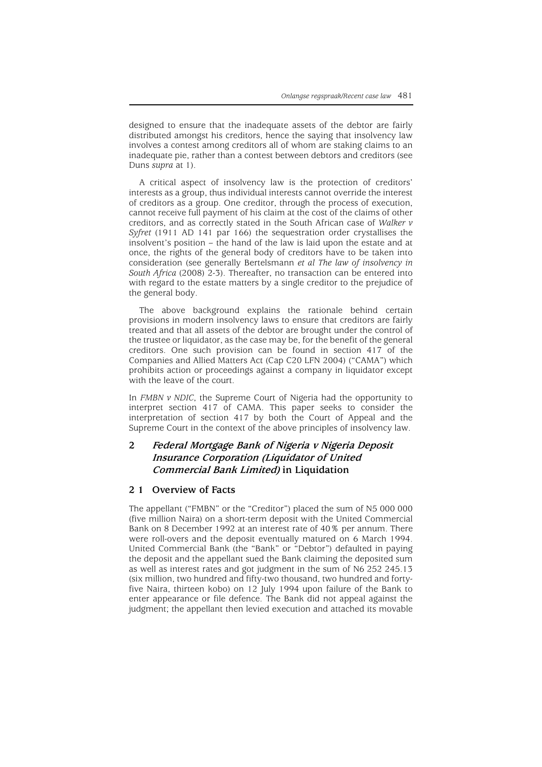designed to ensure that the inadequate assets of the debtor are fairly distributed amongst his creditors, hence the saying that insolvency law involves a contest among creditors all of whom are staking claims to an inadequate pie, rather than a contest between debtors and creditors (see Duns *supra* at 1).

A critical aspect of insolvency law is the protection of creditors' interests as a group, thus individual interests cannot override the interest of creditors as a group. One creditor, through the process of execution, cannot receive full payment of his claim at the cost of the claims of other creditors, and as correctly stated in the South African case of *Walker v Syfret* (1911 AD 141 par 166) the sequestration order crystallises the insolvent's position – the hand of the law is laid upon the estate and at once, the rights of the general body of creditors have to be taken into consideration (see generally Bertelsmann *et al The law of insolvency in South Africa* (2008) 2-3). Thereafter, no transaction can be entered into with regard to the estate matters by a single creditor to the prejudice of the general body.

The above background explains the rationale behind certain provisions in modern insolvency laws to ensure that creditors are fairly treated and that all assets of the debtor are brought under the control of the trustee or liquidator, as the case may be, for the benefit of the general creditors. One such provision can be found in section 417 of the Companies and Allied Matters Act (Cap C20 LFN 2004) ("CAMA") which prohibits action or proceedings against a company in liquidator except with the leave of the court.

In *FMBN v NDIC*, the Supreme Court of Nigeria had the opportunity to interpret section 417 of CAMA. This paper seeks to consider the interpretation of section 417 by both the Court of Appeal and the Supreme Court in the context of the above principles of insolvency law.

## 2 *Federal Mortgage Bank of Nigeria v Nigeria Deposit Insurance Corporation (Liquidator of United Commercial Bank Limited)* in Liquidation

### 2 1 Overview of Facts

The appellant ("FMBN" or the "Creditor") placed the sum of N5 000 000 (five million Naira) on a short-term deposit with the United Commercial Bank on 8 December 1992 at an interest rate of 40% per annum. There were roll-overs and the deposit eventually matured on 6 March 1994. United Commercial Bank (the "Bank" or "Debtor") defaulted in paying the deposit and the appellant sued the Bank claiming the deposited sum as well as interest rates and got judgment in the sum of N6 252 245.13 (six million, two hundred and fifty-two thousand, two hundred and forty-five Naira, thirteen kobo) on 12 July 1994 upon failure of the Bank to enter appearance or file defence. The Bank did not appeal against the judgment; the appellant then levied execution and attached its movable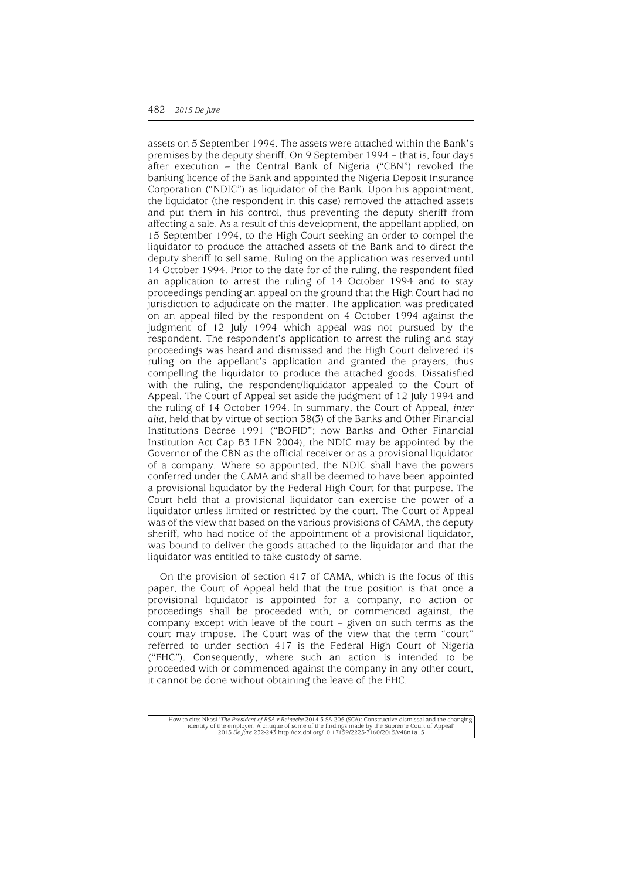assets on 5 September 1994. The assets were attached within the Bank's premises by the deputy sheriff. On 9 September 1994 – that is, four days after execution – the Central Bank of Nigeria ("CBN") revoked the banking licence of the Bank and appointed the Nigeria Deposit Insurance Corporation ("NDIC") as liquidator of the Bank. Upon his appointment, the liquidator (the respondent in this case) removed the attached assets and put them in his control, thus preventing the deputy sheriff from affecting a sale. As a result of this development, the appellant applied, on 15 September 1994, to the High Court seeking an order to compel the liquidator to produce the attached assets of the Bank and to direct the deputy sheriff to sell same. Ruling on the application was reserved until 14 October 1994. Prior to the date for of the ruling, the respondent filed an application to arrest the ruling of 14 October 1994 and to stay proceedings pending an appeal on the ground that the High Court had no jurisdiction to adjudicate on the matter. The application was predicated on an appeal filed by the respondent on 4 October 1994 against the judgment of 12 July 1994 which appeal was not pursued by the respondent. The respondent's application to arrest the ruling and stay proceedings was heard and dismissed and the High Court delivered its ruling on the appellant's application and granted the prayers, thus compelling the liquidator to produce the attached goods. Dissatisfied with the ruling, the respondent/liquidator appealed to the Court of Appeal. The Court of Appeal set aside the judgment of 12 July 1994 and the ruling of 14 October 1994. In summary, the Court of Appeal, *inter alia*, held that by virtue of section 38(3) of the Banks and Other Financial Institutions Decree 1991 ("BOFID"; now Banks and Other Financial Institution Act Cap B3 LFN 2004), the NDIC may be appointed by the Governor of the CBN as the official receiver or as a provisional liquidator of a company. Where so appointed, the NDIC shall have the powers conferred under the CAMA and shall be deemed to have been appointed a provisional liquidator by the Federal High Court for that purpose. The Court held that a provisional liquidator can exercise the power of a liquidator unless limited or restricted by the court. The Court of Appeal was of the view that based on the various provisions of CAMA, the deputy sheriff, who had notice of the appointment of a provisional liquidator, was bound to deliver the goods attached to the liquidator and that the liquidator was entitled to take custody of same.

On the provision of section 417 of CAMA, which is the focus of this paper, the Court of Appeal held that the true position is that once a provisional liquidator is appointed for a company, no action or proceedings shall be proceeded with, or commenced against, the company except with leave of the court – given on such terms as the court may impose. The Court was of the view that the term "court" referred to under section 417 is the Federal High Court of Nigeria ("FHC"). Consequently, where such an action is intended to be proceeded with or commenced against the company in any other court, it cannot be done without obtaining the leave of the FHC.

How to cite: Nkosi '*The President of RSA v Reinecke* 2014 3 SA 205 (SCA): Constructive dismissal and the changing identity of the employer: A critique of some of the findings made by the Supreme Court of Appeal' 2015 *De Jure* 232-243 http://dx.doi.org/10.17159/2225-7160/2015/v48n1a15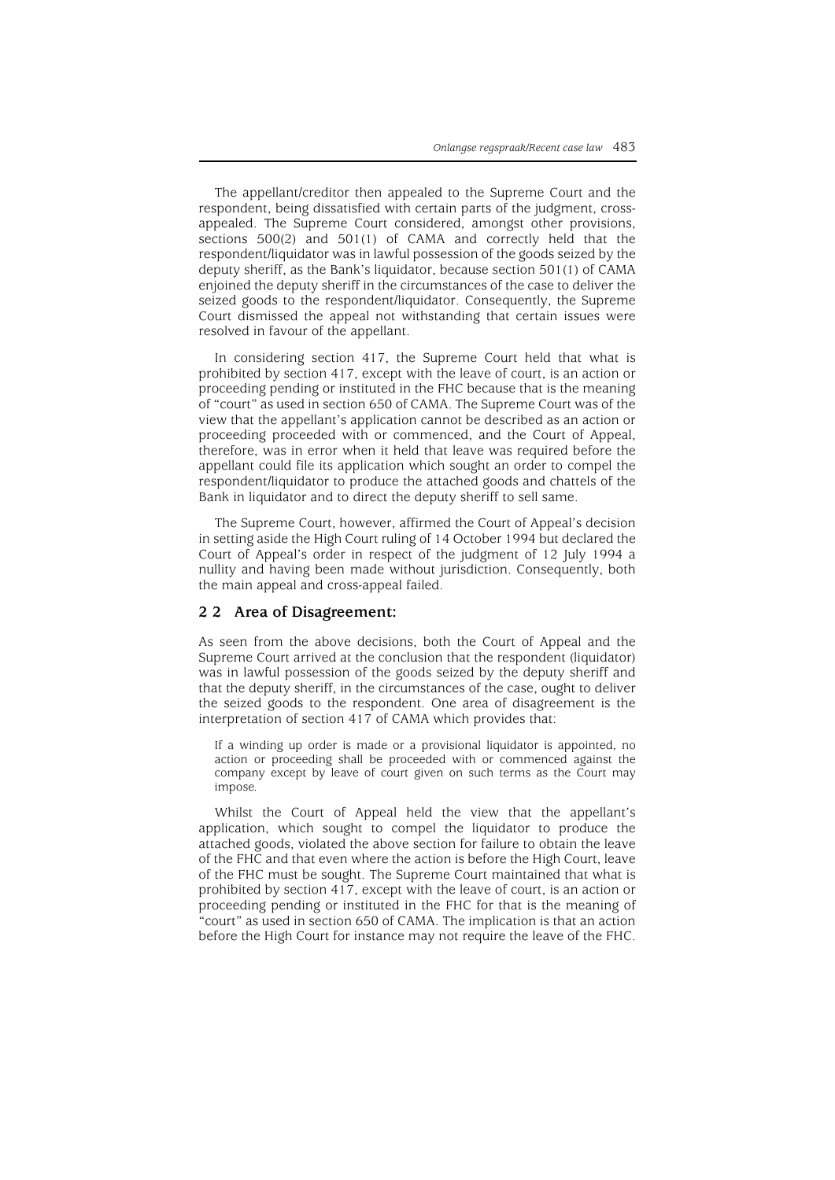The appellant/creditor then appealed to the Supreme Court and the respondent, being dissatisfied with certain parts of the judgment, cross-appealed. The Supreme Court considered, amongst other provisions, sections 500(2) and 501(1) of CAMA and correctly held that the respondent/liquidator was in lawful possession of the goods seized by the deputy sheriff, as the Bank's liquidator, because section 501(1) of CAMA enjoined the deputy sheriff in the circumstances of the case to deliver the seized goods to the respondent/liquidator. Consequently, the Supreme Court dismissed the appeal not withstanding that certain issues were resolved in favour of the appellant.

In considering section 417, the Supreme Court held that what is prohibited by section 417, except with the leave of court, is an action or proceeding pending or instituted in the FHC because that is the meaning of "court" as used in section 650 of CAMA. The Supreme Court was of the view that the appellant's application cannot be described as an action or proceeding proceeded with or commenced, and the Court of Appeal, therefore, was in error when it held that leave was required before the appellant could file its application which sought an order to compel the respondent/liquidator to produce the attached goods and chattels of the Bank in liquidator and to direct the deputy sheriff to sell same.

The Supreme Court, however, affirmed the Court of Appeal's decision in setting aside the High Court ruling of 14 October 1994 but declared the Court of Appeal's order in respect of the judgment of 12 July 1994 a nullity and having been made without jurisdiction. Consequently, both the main appeal and cross-appeal failed.

## 2 2 Area of Disagreement:

As seen from the above decisions, both the Court of Appeal and the Supreme Court arrived at the conclusion that the respondent (liquidator) was in lawful possession of the goods seized by the deputy sheriff and that the deputy sheriff, in the circumstances of the case, ought to deliver the seized goods to the respondent. One area of disagreement is the interpretation of section 417 of CAMA which provides that:

> If a winding up order is made or a provisional liquidator is appointed, no action or proceeding shall be proceeded with or commenced against the company except by leave of court given on such terms as the Court may impose.

Whilst the Court of Appeal held the view that the appellant's application, which sought to compel the liquidator to produce the attached goods, violated the above section for failure to obtain the leave of the FHC and that even where the action is before the High Court, leave of the FHC must be sought. The Supreme Court maintained that what is prohibited by section 417, except with the leave of court, is an action or proceeding pending or instituted in the FHC for that is the meaning of "court" as used in section 650 of CAMA. The implication is that an action before the High Court for instance may not require the leave of the FHC.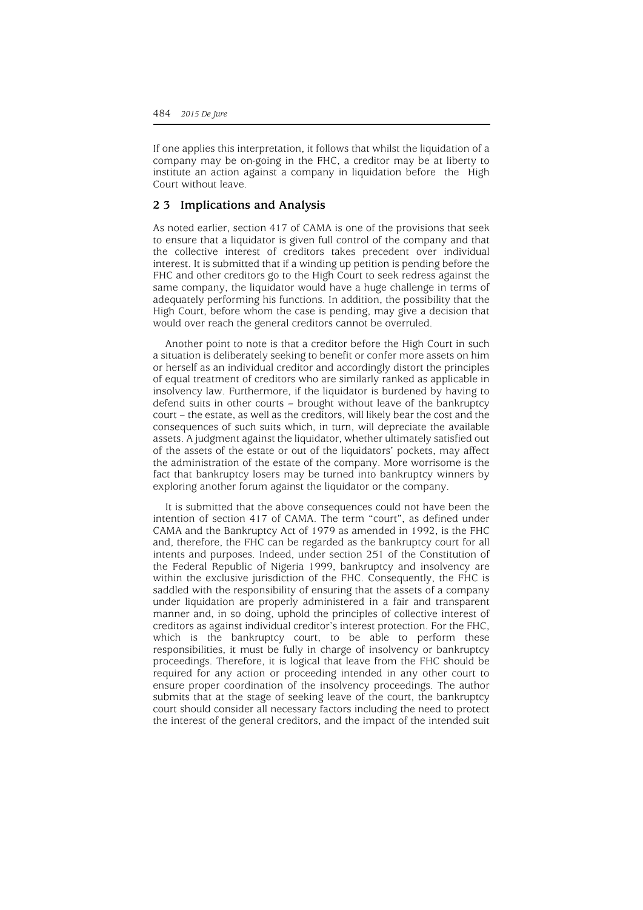If one applies this interpretation, it follows that whilst the liquidation of a company may be on-going in the FHC, a creditor may be at liberty to institute an action against a company in liquidation before the High Court without leave.

## 2 3 Implications and Analysis

As noted earlier, section 417 of CAMA is one of the provisions that seek to ensure that a liquidator is given full control of the company and that the collective interest of creditors takes precedent over individual interest. It is submitted that if a winding up petition is pending before the FHC and other creditors go to the High Court to seek redress against the same company, the liquidator would have a huge challenge in terms of adequately performing his functions. In addition, the possibility that the High Court, before whom the case is pending, may give a decision that would over reach the general creditors cannot be overruled.

Another point to note is that a creditor before the High Court in such a situation is deliberately seeking to benefit or confer more assets on him or herself as an individual creditor and accordingly distort the principles of equal treatment of creditors who are similarly ranked as applicable in insolvency law. Furthermore, if the liquidator is burdened by having to defend suits in other courts – brought without leave of the bankruptcy court – the estate, as well as the creditors, will likely bear the cost and the consequences of such suits which, in turn, will depreciate the available assets. A judgment against the liquidator, whether ultimately satisfied out of the assets of the estate or out of the liquidators' pockets, may affect the administration of the estate of the company. More worrisome is the fact that bankruptcy losers may be turned into bankruptcy winners by exploring another forum against the liquidator or the company.

It is submitted that the above consequences could not have been the intention of section 417 of CAMA. The term "court", as defined under CAMA and the Bankruptcy Act of 1979 as amended in 1992, is the FHC and, therefore, the FHC can be regarded as the bankruptcy court for all intents and purposes. Indeed, under section 251 of the Constitution of the Federal Republic of Nigeria 1999, bankruptcy and insolvency are within the exclusive jurisdiction of the FHC. Consequently, the FHC is saddled with the responsibility of ensuring that the assets of a company under liquidation are properly administered in a fair and transparent manner and, in so doing, uphold the principles of collective interest of creditors as against individual creditor's interest protection. For the FHC, which is the bankruptcy court, to be able to perform these responsibilities, it must be fully in charge of insolvency or bankruptcy proceedings. Therefore, it is logical that leave from the FHC should be required for any action or proceeding intended in any other court to ensure proper coordination of the insolvency proceedings. The author submits that at the stage of seeking leave of the court, the bankruptcy court should consider all necessary factors including the need to protect the interest of the general creditors, and the impact of the intended suit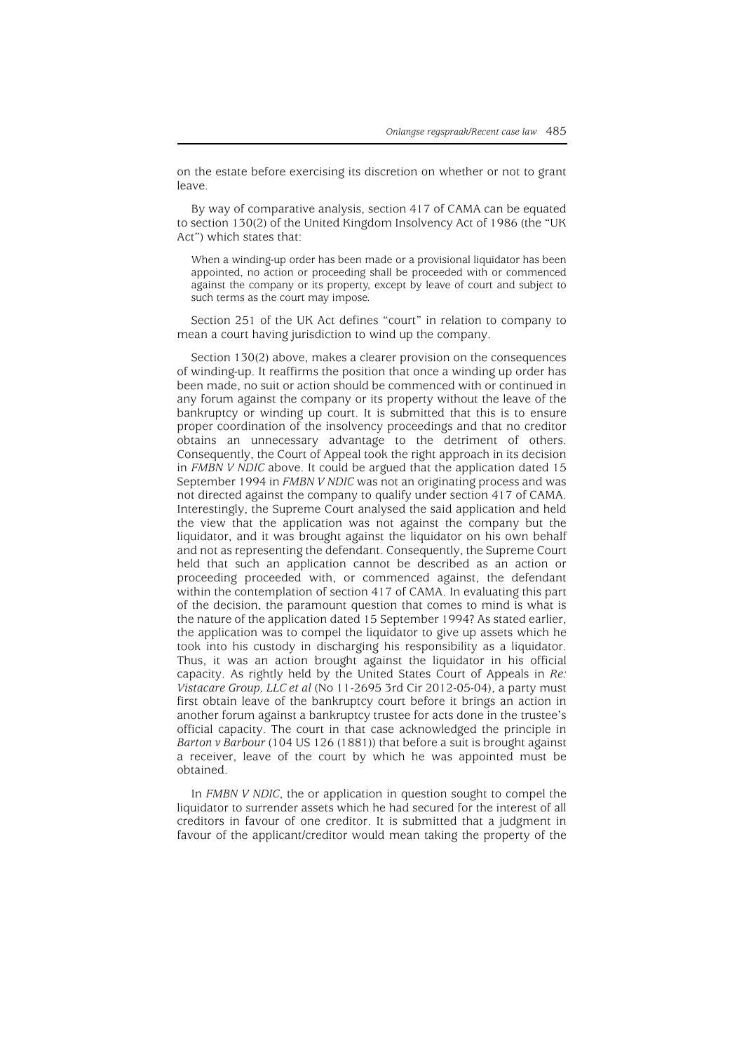on the estate before exercising its discretion on whether or not to grant leave.

By way of comparative analysis, section 417 of CAMA can be equated to section 130(2) of the United Kingdom Insolvency Act of 1986 (the "UK Act") which states that:

> When a winding-up order has been made or a provisional liquidator has been appointed, no action or proceeding shall be proceeded with or commenced against the company or its property, except by leave of court and subject to such terms as the court may impose.

Section 251 of the UK Act defines "court" in relation to company to mean a court having jurisdiction to wind up the company.

Section 130(2) above, makes a clearer provision on the consequences of winding-up. It reaffirms the position that once a winding up order has been made, no suit or action should be commenced with or continued in any forum against the company or its property without the leave of the bankruptcy or winding up court. It is submitted that this is to ensure proper coordination of the insolvency proceedings and that no creditor obtains an unnecessary advantage to the detriment of others. Consequently, the Court of Appeal took the right approach in its decision in *FMBN V NDIC* above. It could be argued that the application dated 15 September 1994 in *FMBN V NDIC* was not an originating process and was not directed against the company to qualify under section 417 of CAMA. Interestingly, the Supreme Court analysed the said application and held the view that the application was not against the company but the liquidator, and it was brought against the liquidator on his own behalf and not as representing the defendant. Consequently, the Supreme Court held that such an application cannot be described as an action or proceeding proceeded with, or commenced against, the defendant within the contemplation of section 417 of CAMA. In evaluating this part of the decision, the paramount question that comes to mind is what is the nature of the application dated 15 September 1994? As stated earlier, the application was to compel the liquidator to give up assets which he took into his custody in discharging his responsibility as a liquidator. Thus, it was an action brought against the liquidator in his official capacity. As rightly held by the United States Court of Appeals in *Re: Vistacare Group, LLC et al* (No 11-2695 3rd Cir 2012-05-04), a party must first obtain leave of the bankruptcy court before it brings an action in another forum against a bankruptcy trustee for acts done in the trustee's official capacity. The court in that case acknowledged the principle in *Barton v Barbour* (104 US 126 (1881)) that before a suit is brought against a receiver, leave of the court by which he was appointed must be obtained.

In *FMBN V NDIC*, the or application in question sought to compel the liquidator to surrender assets which he had secured for the interest of all creditors in favour of one creditor. It is submitted that a judgment in favour of the applicant/creditor would mean taking the property of the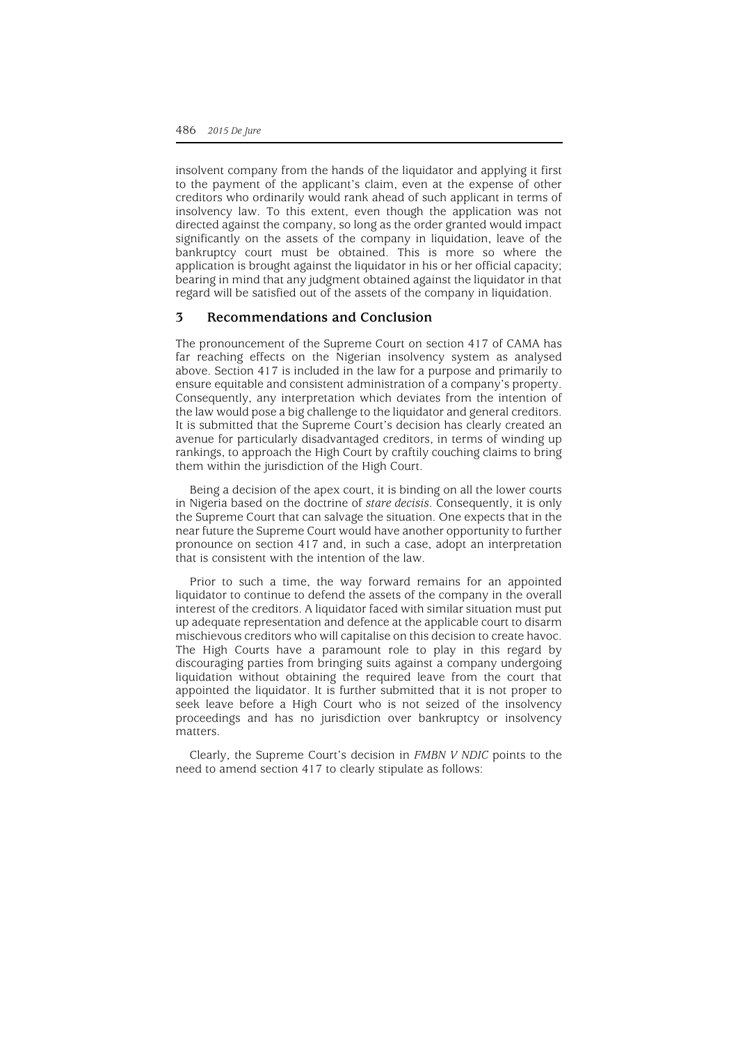insolvent company from the hands of the liquidator and applying it first to the payment of the applicant's claim, even at the expense of other creditors who ordinarily would rank ahead of such applicant in terms of insolvency law. To this extent, even though the application was not directed against the company, so long as the order granted would impact significantly on the assets of the company in liquidation, leave of the bankruptcy court must be obtained. This is more so where the application is brought against the liquidator in his or her official capacity; bearing in mind that any judgment obtained against the liquidator in that regard will be satisfied out of the assets of the company in liquidation.

## 3 Recommendations and Conclusion

The pronouncement of the Supreme Court on section 417 of CAMA has far reaching effects on the Nigerian insolvency system as analysed above. Section 417 is included in the law for a purpose and primarily to ensure equitable and consistent administration of a company's property. Consequently, any interpretation which deviates from the intention of the law would pose a big challenge to the liquidator and general creditors. It is submitted that the Supreme Court's decision has clearly created an avenue for particularly disadvantaged creditors, in terms of winding up rankings, to approach the High Court by craftily couching claims to bring them within the jurisdiction of the High Court.

Being a decision of the apex court, it is binding on all the lower courts in Nigeria based on the doctrine of *stare decisis*. Consequently, it is only the Supreme Court that can salvage the situation. One expects that in the near future the Supreme Court would have another opportunity to further pronounce on section 417 and, in such a case, adopt an interpretation that is consistent with the intention of the law.

Prior to such a time, the way forward remains for an appointed liquidator to continue to defend the assets of the company in the overall interest of the creditors. A liquidator faced with similar situation must put up adequate representation and defence at the applicable court to disarm mischievous creditors who will capitalise on this decision to create havoc. The High Courts have a paramount role to play in this regard by discouraging parties from bringing suits against a company undergoing liquidation without obtaining the required leave from the court that appointed the liquidator. It is further submitted that it is not proper to seek leave before a High Court who is not seized of the insolvency proceedings and has no jurisdiction over bankruptcy or insolvency matters.

Clearly, the Supreme Court's decision in *FMBN V NDIC* points to the need to amend section 417 to clearly stipulate as follows: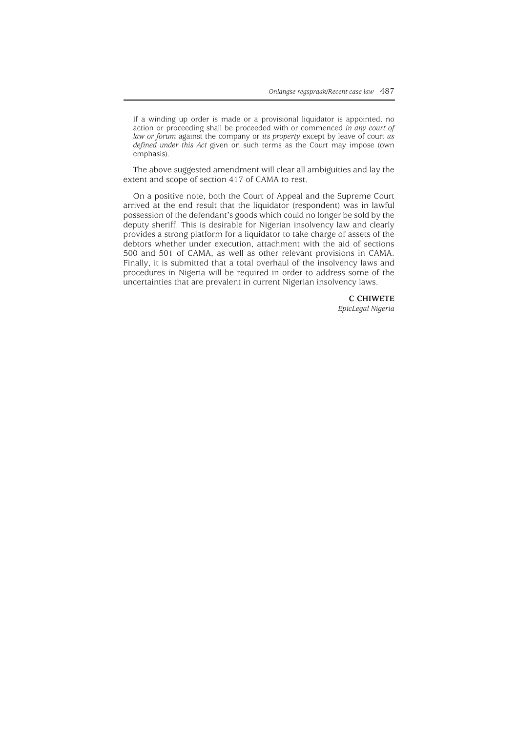> If a winding up order is made or a provisional liquidator is appointed, no action or proceeding shall be proceeded with or commenced *in any court of law or forum* against the company or *its property* except by leave of court *as defined under this Act* given on such terms as the Court may impose (own emphasis).

The above suggested amendment will clear all ambiguities and lay the extent and scope of section 417 of CAMA to rest.

On a positive note, both the Court of Appeal and the Supreme Court arrived at the end result that the liquidator (respondent) was in lawful possession of the defendant's goods which could no longer be sold by the deputy sheriff. This is desirable for Nigerian insolvency law and clearly provides a strong platform for a liquidator to take charge of assets of the debtors whether under execution, attachment with the aid of sections 500 and 501 of CAMA, as well as other relevant provisions in CAMA. Finally, it is submitted that a total overhaul of the insolvency laws and procedures in Nigeria will be required in order to address some of the uncertainties that are prevalent in current Nigerian insolvency laws.

**C CHIWETE**
*EpicLegal Nigeria*